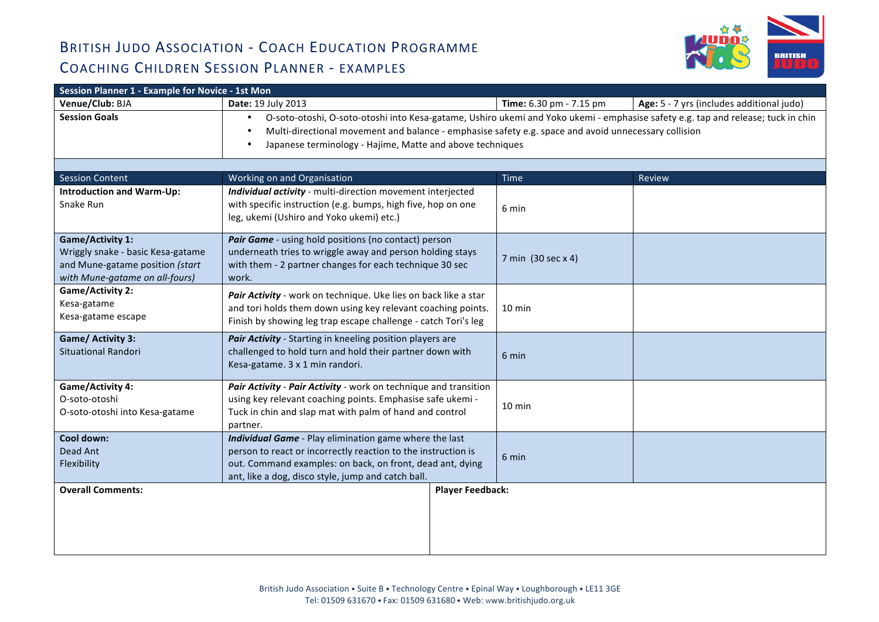# British Judo Association - Coach Education Programme

## Coaching Children Session Planner - Examples

| Session Planner 1 - Example for Novice - 1st Mon | | | |
|---|---|---|---|
| **Venue/Club:** BJA | **Date:** 19 July 2013 | **Time:** 6.30 pm - 7.15 pm | **Age:** 5 - 7 yrs (includes additional judo) |
| **Session Goals** | • O-soto-otoshi, O-soto-otoshi into Kesa-gatame, Ushiro ukemi and Yoko ukemi - emphasise safety e.g. tap and release; tuck in chin<br>• Multi-directional movement and balance - emphasise safety e.g. space and avoid unnecessary collision<br>• Japanese terminology - Hajime, Matte and above techniques | | |

| Session Content | Working on and Organisation | Time | Review |
|---|---|---|---|
| **Introduction and Warm-Up:**<br>Snake Run | ***Individual activity*** - multi-direction movement interjected with specific instruction (e.g. bumps, high five, hop on one leg, ukemi (Ushiro and Yoko ukemi) etc.) | 6 min | |
| **Game/Activity 1:**<br>Wriggly snake - basic Kesa-gatame and Mune-gatame position *(start with Mune-gatame on all-fours)* | ***Pair Game*** - using hold positions (no contact) person underneath tries to wriggle away and person holding stays with them - 2 partner changes for each technique 30 sec work. | 7 min (30 sec x 4) | |
| **Game/Activity 2:**<br>Kesa-gatame<br>Kesa-gatame escape | ***Pair Activity*** - work on technique. Uke lies on back like a star and tori holds them down using key relevant coaching points. Finish by showing leg trap escape challenge - catch Tori's leg | 10 min | |
| **Game/ Activity 3:**<br>Situational Randori | ***Pair Activity*** - Starting in kneeling position players are challenged to hold turn and hold their partner down with Kesa-gatame. 3 x 1 min randori. | 6 min | |
| **Game/Activity 4:**<br>O-soto-otoshi<br>O-soto-otoshi into Kesa-gatame | ***Pair Activity*** - ***Pair Activity*** - work on technique and transition using key relevant coaching points. Emphasise safe ukemi - Tuck in chin and slap mat with palm of hand and control partner. | 10 min | |
| **Cool down:**<br>Dead Ant<br>Flexibility | ***Individual Game*** - Play elimination game where the last person to react or incorrectly reaction to the instruction is out. Command examples: on back, on front, dead ant, dying ant, like a dog, disco style, jump and catch ball. | 6 min | |

| **Overall Comments:** | **Player Feedback:** |
|---|---|
| | |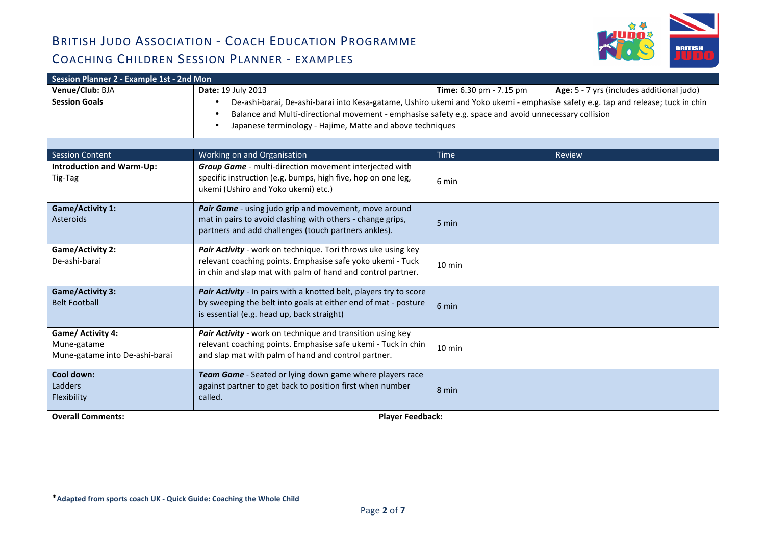# British Judo Association - Coach Education Programme

## Coaching Children Session Planner - Examples

| **Session Planner 2 - Example 1st - 2nd Mon** | | | |
|---|---|---|---|
| **Venue/Club:** BJA | **Date:** 19 July 2013 | **Time:** 6.30 pm - 7.15 pm | **Age:** 5 - 7 yrs (includes additional judo) |
| **Session Goals** | • De-ashi-barai, De-ashi-barai into Kesa-gatame, Ushiro ukemi and Yoko ukemi - emphasise safety e.g. tap and release; tuck in chin<br>• Balance and Multi-directional movement - emphasise safety e.g. space and avoid unnecessary collision<br>• Japanese terminology - Hajime, Matte and above techniques | | |

| Session Content | Working on and Organisation | Time | Review |
|---|---|---|---|
| **Introduction and Warm-Up:**<br>Tig-Tag | ***Group Game*** - multi-direction movement interjected with specific instruction (e.g. bumps, high five, hop on one leg, ukemi (Ushiro and Yoko ukemi) etc.) | 6 min | |
| **Game/Activity 1:**<br>Asteroids | ***Pair Game*** - using judo grip and movement, move around mat in pairs to avoid clashing with others - change grips, partners and add challenges (touch partners ankles). | 5 min | |
| **Game/Activity 2:**<br>De-ashi-barai | ***Pair Activity*** - work on technique. Tori throws uke using key relevant coaching points. Emphasise safe yoko ukemi - Tuck in chin and slap mat with palm of hand and control partner. | 10 min | |
| **Game/Activity 3:**<br>Belt Football | ***Pair Activity*** - In pairs with a knotted belt, players try to score by sweeping the belt into goals at either end of mat - posture is essential (e.g. head up, back straight) | 6 min | |
| **Game/ Activity 4:**<br>Mune-gatame<br>Mune-gatame into De-ashi-barai | ***Pair Activity*** - work on technique and transition using key relevant coaching points. Emphasise safe ukemi - Tuck in chin and slap mat with palm of hand and control partner. | 10 min | |
| **Cool down:**<br>Ladders<br>Flexibility | ***Team Game*** - Seated or lying down game where players race against partner to get back to position first when number called. | 8 min | |

| **Overall Comments:** | **Player Feedback:** |
|---|---|
| | |

*Adapted from sports coach UK - Quick Guide: Coaching the Whole Child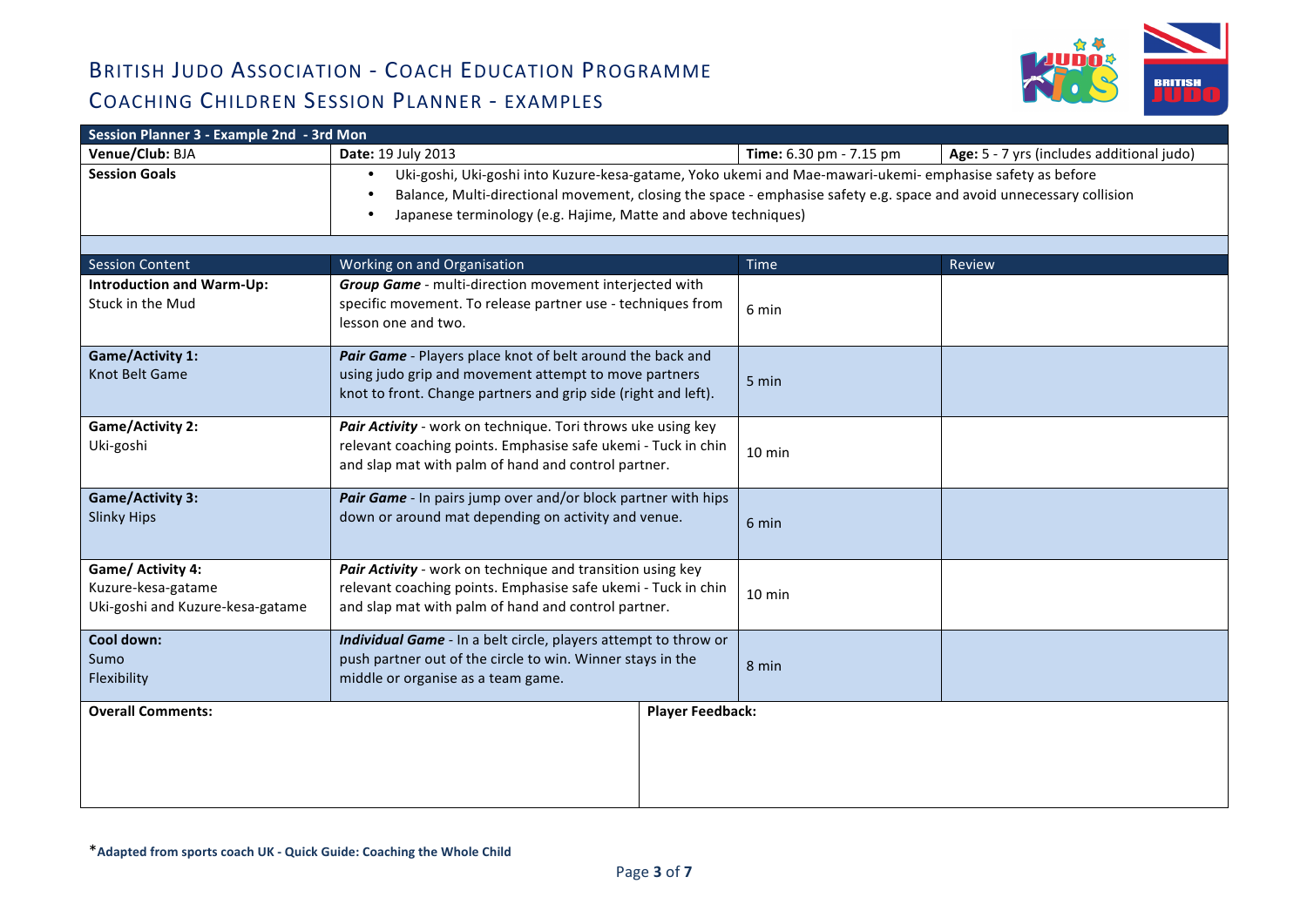# BRITISH JUDO ASSOCIATION - COACH EDUCATION PROGRAMME

## COACHING CHILDREN SESSION PLANNER - EXAMPLES

| Session Planner 3 - Example 2nd - 3rd Mon | | | |
|---|---|---|---|
| **Venue/Club:** BJA | **Date:** 19 July 2013 | **Time:** 6.30 pm - 7.15 pm | **Age:** 5 - 7 yrs (includes additional judo) |
| **Session Goals** | • Uki-goshi, Uki-goshi into Kuzure-kesa-gatame, Yoko ukemi and Mae-mawari-ukemi- emphasise safety as before<br>• Balance, Multi-directional movement, closing the space - emphasise safety e.g. space and avoid unnecessary collision<br>• Japanese terminology (e.g. Hajime, Matte and above techniques) | | |

| Session Content | Working on and Organisation | Time | Review |
|---|---|---|---|
| **Introduction and Warm-Up:**<br>Stuck in the Mud | ***Group Game*** - multi-direction movement interjected with specific movement. To release partner use - techniques from lesson one and two. | 6 min | |
| **Game/Activity 1:**<br>Knot Belt Game | ***Pair Game*** - Players place knot of belt around the back and using judo grip and movement attempt to move partners knot to front. Change partners and grip side (right and left). | 5 min | |
| **Game/Activity 2:**<br>Uki-goshi | ***Pair Activity*** - work on technique. Tori throws uke using key relevant coaching points. Emphasise safe ukemi - Tuck in chin and slap mat with palm of hand and control partner. | 10 min | |
| **Game/Activity 3:**<br>Slinky Hips | ***Pair Game*** - In pairs jump over and/or block partner with hips down or around mat depending on activity and venue. | 6 min | |
| **Game/ Activity 4:**<br>Kuzure-kesa-gatame<br>Uki-goshi and Kuzure-kesa-gatame | ***Pair Activity*** - work on technique and transition using key relevant coaching points. Emphasise safe ukemi - Tuck in chin and slap mat with palm of hand and control partner. | 10 min | |
| **Cool down:**<br>Sumo<br>Flexibility | ***Individual Game*** - In a belt circle, players attempt to throw or push partner out of the circle to win. Winner stays in the middle or organise as a team game. | 8 min | |

| **Overall Comments:** | **Player Feedback:** |
|---|---|
| | |

*Adapted from sports coach UK - Quick Guide: Coaching the Whole Child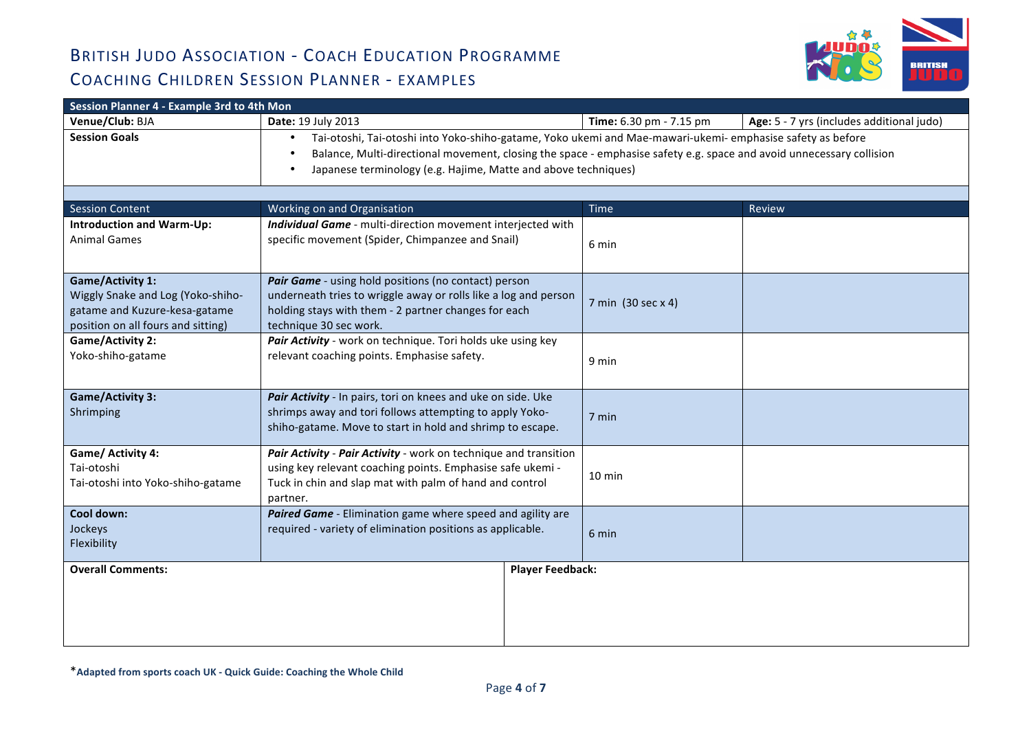# British Judo Association - Coach Education Programme

## Coaching Children Session Planner - Examples

**Session Planner 4 - Example 3rd to 4th Mon**

| **Venue/Club:** BJA | **Date:** 19 July 2013 | **Time:** 6.30 pm - 7.15 pm | **Age:** 5 - 7 yrs (includes additional judo) |
|---|---|---|---|

**Session Goals**

- Tai-otoshi, Tai-otoshi into Yoko-shiho-gatame, Yoko ukemi and Mae-mawari-ukemi- emphasise safety as before
- Balance, Multi-directional movement, closing the space - emphasise safety e.g. space and avoid unnecessary collision
- Japanese terminology (e.g. Hajime, Matte and above techniques)

| Session Content | Working on and Organisation | Time | Review |
|---|---|---|---|
| **Introduction and Warm-Up:** Animal Games | ***Individual Game*** - multi-direction movement interjected with specific movement (Spider, Chimpanzee and Snail) | 6 min | |
| **Game/Activity 1:** Wiggly Snake and Log (Yoko-shiho-gatame and Kuzure-kesa-gatame position on all fours and sitting) | ***Pair Game*** - using hold positions (no contact) person underneath tries to wriggle away or rolls like a log and person holding stays with them - 2 partner changes for each technique 30 sec work. | 7 min (30 sec x 4) | |
| **Game/Activity 2:** Yoko-shiho-gatame | ***Pair Activity*** - work on technique. Tori holds uke using key relevant coaching points. Emphasise safety. | 9 min | |
| **Game/Activity 3:** Shrimping | ***Pair Activity*** - In pairs, tori on knees and uke on side. Uke shrimps away and tori follows attempting to apply Yoko-shiho-gatame. Move to start in hold and shrimp to escape. | 7 min | |
| **Game/ Activity 4:** Tai-otoshi Tai-otoshi into Yoko-shiho-gatame | ***Pair Activity*** - ***Pair Activity*** - work on technique and transition using key relevant coaching points. Emphasise safe ukemi - Tuck in chin and slap mat with palm of hand and control partner. | 10 min | |
| **Cool down:** Jockeys Flexibility | ***Paired Game*** - Elimination game where speed and agility are required - variety of elimination positions as applicable. | 6 min | |

| **Overall Comments:** | **Player Feedback:** |
|---|---|
| | |

*__Adapted from sports coach UK - Quick Guide: Coaching the Whole Child__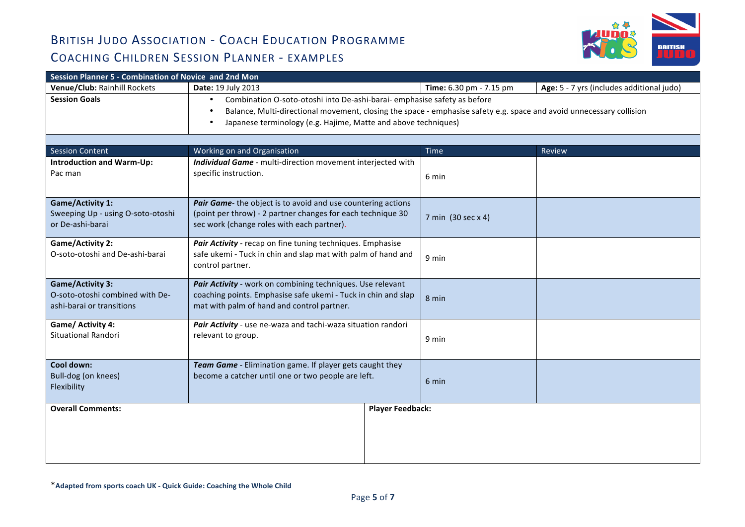# British Judo Association - Coach Education Programme

## Coaching Children Session Planner - Examples

| Session Planner 5 - Combination of Novice and 2nd Mon | | | |
|---|---|---|---|
| **Venue/Club:** Rainhill Rockets | **Date:** 19 July 2013 | **Time:** 6.30 pm - 7.15 pm | **Age:** 5 - 7 yrs (includes additional judo) |
| **Session Goals** | • Combination O-soto-otoshi into De-ashi-barai- emphasise safety as before<br>• Balance, Multi-directional movement, closing the space - emphasise safety e.g. space and avoid unnecessary collision<br>• Japanese terminology (e.g. Hajime, Matte and above techniques) | | |

| Session Content | Working on and Organisation | Time | Review |
|---|---|---|---|
| **Introduction and Warm-Up:**<br>Pac man | ***Individual Game*** - multi-direction movement interjected with specific instruction. | 6 min | |
| **Game/Activity 1:**<br>Sweeping Up - using O-soto-otoshi or De-ashi-barai | ***Pair Game***- the object is to avoid and use countering actions (point per throw) - 2 partner changes for each technique 30 sec work (change roles with each partner). | 7 min (30 sec x 4) | |
| **Game/Activity 2:**<br>O-soto-otoshi and De-ashi-barai | ***Pair Activity*** - recap on fine tuning techniques. Emphasise safe ukemi - Tuck in chin and slap mat with palm of hand and control partner. | 9 min | |
| **Game/Activity 3:**<br>O-soto-otoshi combined with De-ashi-barai or transitions | ***Pair Activity*** - work on combining techniques. Use relevant coaching points. Emphasise safe ukemi - Tuck in chin and slap mat with palm of hand and control partner. | 8 min | |
| **Game/ Activity 4:**<br>Situational Randori | ***Pair Activity*** - use ne-waza and tachi-waza situation randori relevant to group. | 9 min | |
| **Cool down:**<br>Bull-dog (on knees)<br>Flexibility | ***Team Game*** - Elimination game. If player gets caught they become a catcher until one or two people are left. | 6 min | |

| **Overall Comments:** | **Player Feedback:** |
|---|---|
| | |

***Adapted from sports coach UK - Quick Guide: Coaching the Whole Child**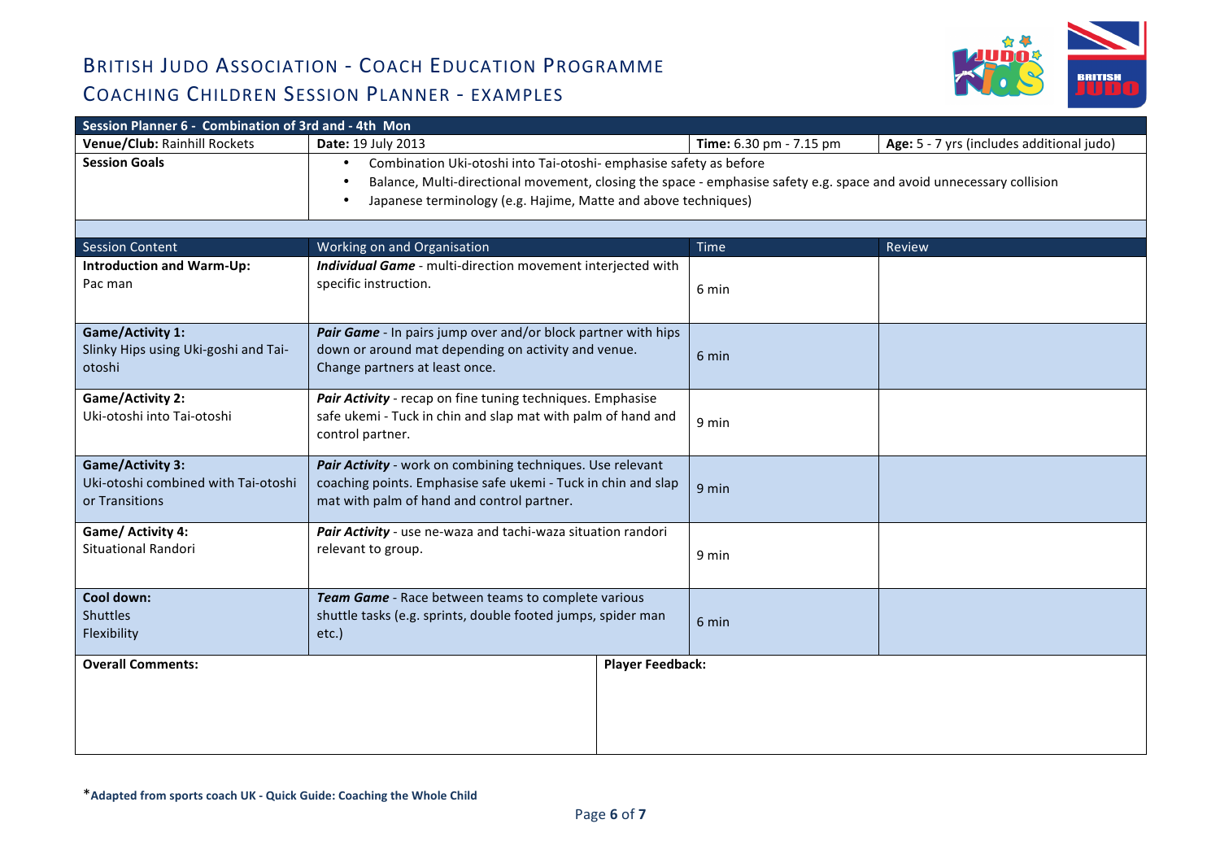# British Judo Association - Coach Education Programme

## Coaching Children Session Planner - Examples

| Session Planner 6 - Combination of 3rd and - 4th Mon | | | |
|---|---|---|---|
| **Venue/Club:** Rainhill Rockets | **Date:** 19 July 2013 | **Time:** 6.30 pm - 7.15 pm | **Age:** 5 - 7 yrs (includes additional judo) |
| **Session Goals** | • Combination Uki-otoshi into Tai-otoshi- emphasise safety as before<br>• Balance, Multi-directional movement, closing the space - emphasise safety e.g. space and avoid unnecessary collision<br>• Japanese terminology (e.g. Hajime, Matte and above techniques) | | |

| Session Content | Working on and Organisation | Time | Review |
|---|---|---|---|
| **Introduction and Warm-Up:**<br>Pac man | ***Individual Game*** - multi-direction movement interjected with specific instruction. | 6 min | |
| **Game/Activity 1:**<br>Slinky Hips using Uki-goshi and Tai-otoshi | ***Pair Game*** - In pairs jump over and/or block partner with hips down or around mat depending on activity and venue. Change partners at least once. | 6 min | |
| **Game/Activity 2:**<br>Uki-otoshi into Tai-otoshi | ***Pair Activity*** - recap on fine tuning techniques. Emphasise safe ukemi - Tuck in chin and slap mat with palm of hand and control partner. | 9 min | |
| **Game/Activity 3:**<br>Uki-otoshi combined with Tai-otoshi or Transitions | ***Pair Activity*** - work on combining techniques. Use relevant coaching points. Emphasise safe ukemi - Tuck in chin and slap mat with palm of hand and control partner. | 9 min | |
| **Game/ Activity 4:**<br>Situational Randori | ***Pair Activity*** - use ne-waza and tachi-waza situation randori relevant to group. | 9 min | |
| **Cool down:**<br>Shuttles<br>Flexibility | ***Team Game*** - Race between teams to complete various shuttle tasks (e.g. sprints, double footed jumps, spider man etc.) | 6 min | |

| **Overall Comments:** | **Player Feedback:** |
|---|---|
| | |

*Adapted from sports coach UK - Quick Guide: Coaching the Whole Child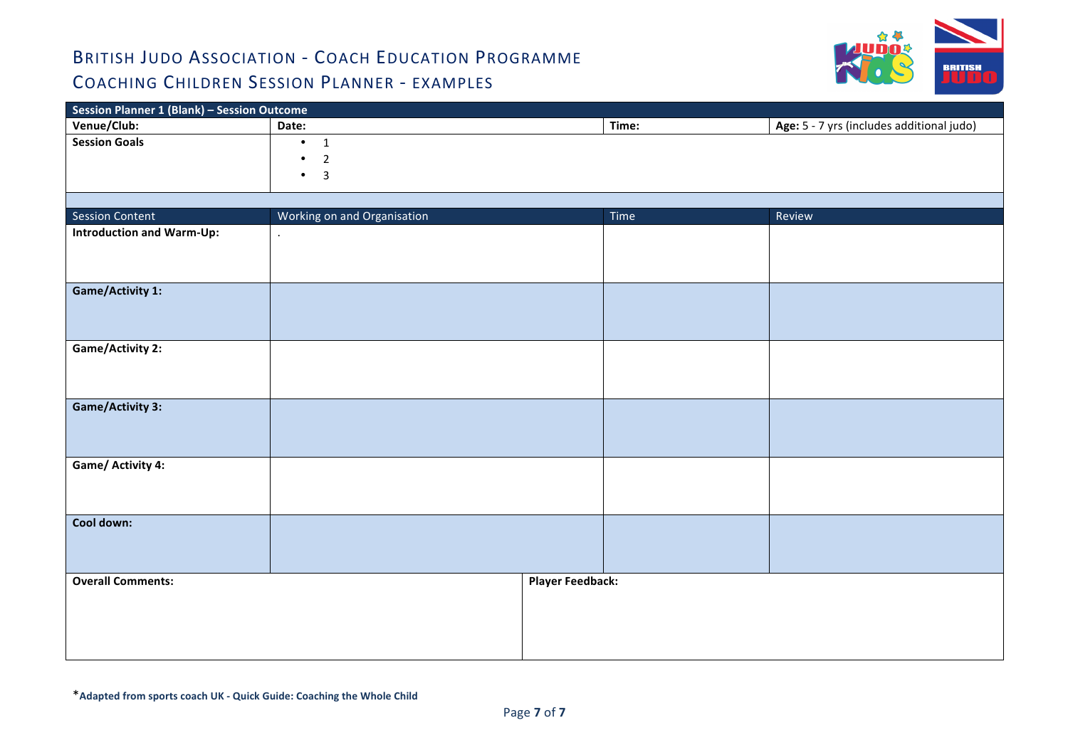# British Judo Association - Coach Education Programme

## Coaching Children Session Planner - Examples

| **Session Planner 1 (Blank) – Session Outcome** | | | |
|---|---|---|---|
| **Venue/Club:** | **Date:** | **Time:** | **Age:** 5 - 7 yrs (includes additional judo) |
| **Session Goals** | • 1<br>• 2<br>• 3 | | |
| | | | |
| Session Content | Working on and Organisation | Time | Review |
| **Introduction and Warm-Up:** | . | | |
| **Game/Activity 1:** | | | |
| **Game/Activity 2:** | | | |
| **Game/Activity 3:** | | | |
| **Game/ Activity 4:** | | | |
| **Cool down:** | | | |

| **Overall Comments:** | **Player Feedback:** |
|---|---|
| | |

*Adapted from sports coach UK - Quick Guide: Coaching the Whole Child